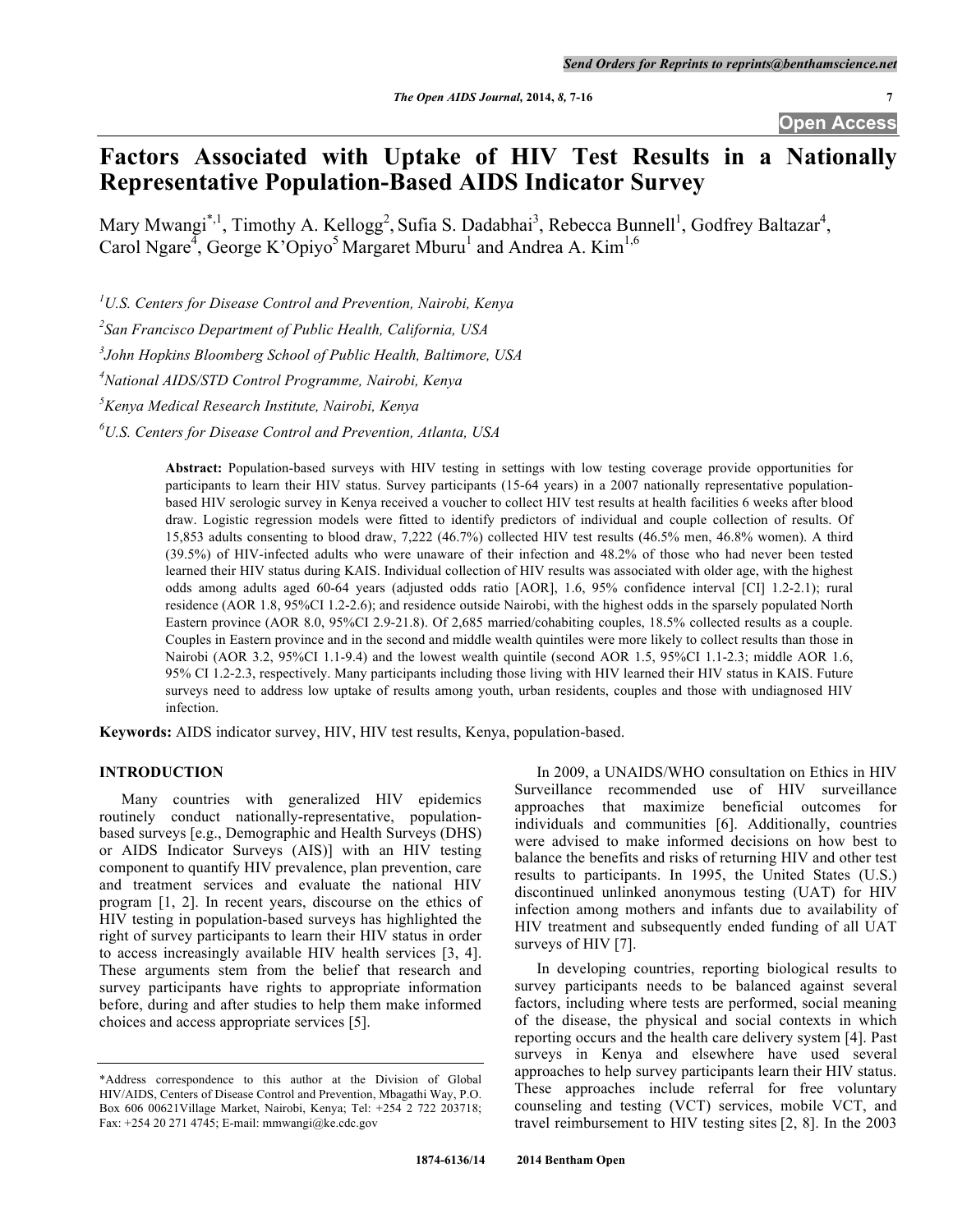# Factors Associated with Uptake of HIV Test Results in a Nationally Representative Population-Based AIDS Indicator Survey

Mary Mwangi[*,1], Timothy A. Kellogg[2], Sufia S. Dadabhai[3], Rebecca Bunnell[1], Godfrey Baltazar[4], Carol Ngare[4], George K'Opiyo[5] Margaret Mburu[1] and Andrea A. Kim[1,6]

[1] *U.S. Centers for Disease Control and Prevention, Nairobi, Kenya*

[2] *San Francisco Department of Public Health, California, USA*

[3] *John Hopkins Bloomberg School of Public Health, Baltimore, USA*

[4] *National AIDS/STD Control Programme, Nairobi, Kenya*

[5] *Kenya Medical Research Institute, Nairobi, Kenya*

[6] *U.S. Centers for Disease Control and Prevention, Atlanta, USA*

**Abstract:** Population-based surveys with HIV testing in settings with low testing coverage provide opportunities for participants to learn their HIV status. Survey participants (15-64 years) in a 2007 nationally representative population-based HIV serologic survey in Kenya received a voucher to collect HIV test results at health facilities 6 weeks after blood draw. Logistic regression models were fitted to identify predictors of individual and couple collection of results. Of 15,853 adults consenting to blood draw, 7,222 (46.7%) collected HIV test results (46.5% men, 46.8% women). A third (39.5%) of HIV-infected adults who were unaware of their infection and 48.2% of those who had never been tested learned their HIV status during KAIS. Individual collection of HIV results was associated with older age, with the highest odds among adults aged 60-64 years (adjusted odds ratio [AOR], 1.6, 95% confidence interval [CI] 1.2-2.1); rural residence (AOR 1.8, 95%CI 1.2-2.6); and residence outside Nairobi, with the highest odds in the sparsely populated North Eastern province (AOR 8.0, 95%CI 2.9-21.8). Of 2,685 married/cohabiting couples, 18.5% collected results as a couple. Couples in Eastern province and in the second and middle wealth quintiles were more likely to collect results than those in Nairobi (AOR 3.2, 95%CI 1.1-9.4) and the lowest wealth quintile (second AOR 1.5, 95%CI 1.1-2.3; middle AOR 1.6, 95% CI 1.2-2.3, respectively. Many participants including those living with HIV learned their HIV status in KAIS. Future surveys need to address low uptake of results among youth, urban residents, couples and those with undiagnosed HIV infection.

**Keywords:** AIDS indicator survey, HIV, HIV test results, Kenya, population-based.

## INTRODUCTION

Many countries with generalized HIV epidemics routinely conduct nationally-representative, population-based surveys [e.g., Demographic and Health Surveys (DHS) or AIDS Indicator Surveys (AIS)] with an HIV testing component to quantify HIV prevalence, plan prevention, care and treatment services and evaluate the national HIV program [1, 2]. In recent years, discourse on the ethics of HIV testing in population-based surveys has highlighted the right of survey participants to learn their HIV status in order to access increasingly available HIV health services [3, 4]. These arguments stem from the belief that research and survey participants have rights to appropriate information before, during and after studies to help them make informed choices and access appropriate services [5].

In 2009, a UNAIDS/WHO consultation on Ethics in HIV Surveillance recommended use of HIV surveillance approaches that maximize beneficial outcomes for individuals and communities [6]. Additionally, countries were advised to make informed decisions on how best to balance the benefits and risks of returning HIV and other test results to participants. In 1995, the United States (U.S.) discontinued unlinked anonymous testing (UAT) for HIV infection among mothers and infants due to availability of HIV treatment and subsequently ended funding of all UAT surveys of HIV [7].

In developing countries, reporting biological results to survey participants needs to be balanced against several factors, including where tests are performed, social meaning of the disease, the physical and social contexts in which reporting occurs and the health care delivery system [4]. Past surveys in Kenya and elsewhere have used several approaches to help survey participants learn their HIV status. These approaches include referral for free voluntary counseling and testing (VCT) services, mobile VCT, and travel reimbursement to HIV testing sites [2, 8]. In the 2003

*Address correspondence to this author at the Division of Global HIV/AIDS, Centers of Disease Control and Prevention, Mbagathi Way, P.O. Box 606 00621Village Market, Nairobi, Kenya; Tel: +254 2 722 203718; Fax: +254 20 271 4745; E-mail: mmwangi@ke.cdc.gov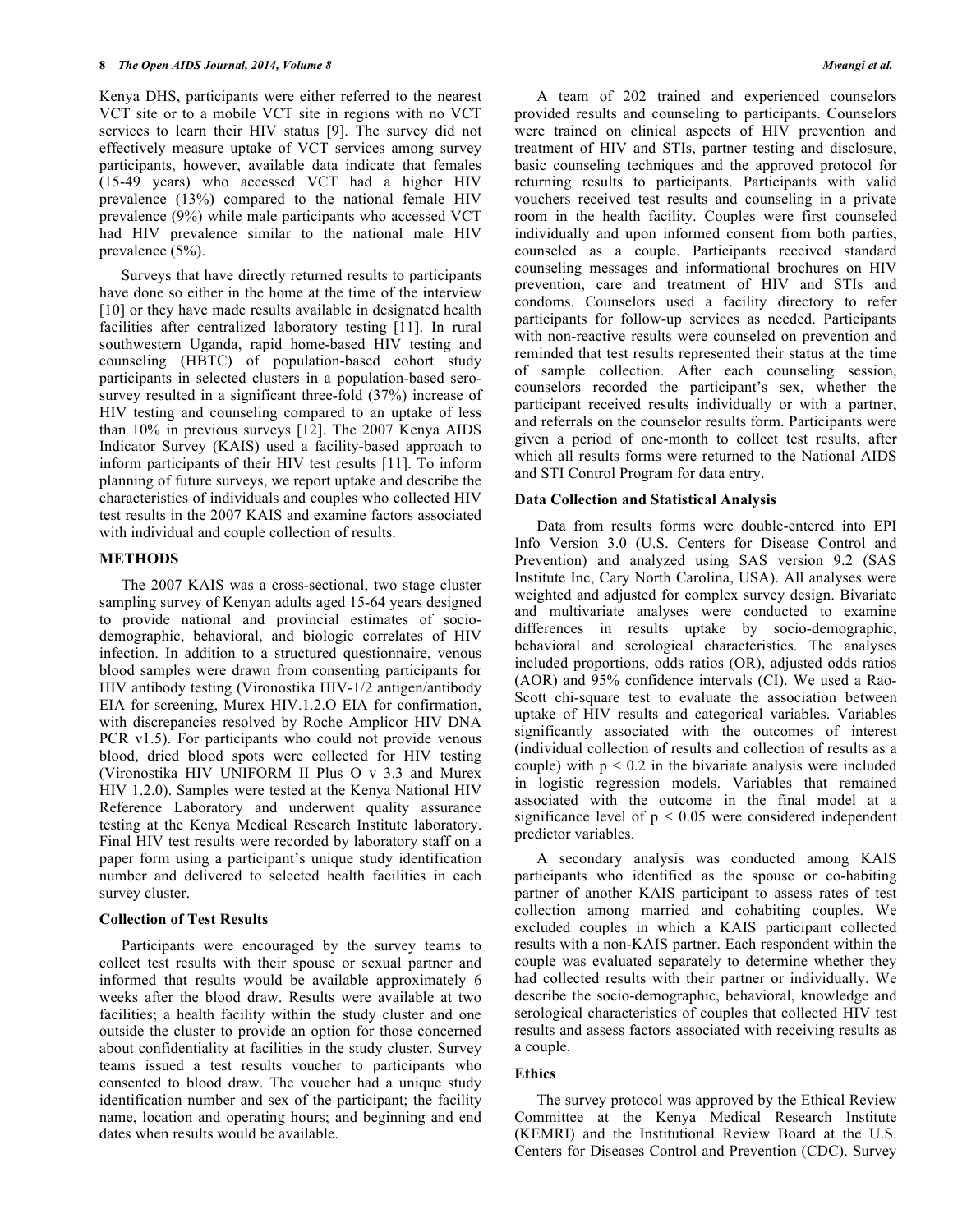Kenya DHS, participants were either referred to the nearest VCT site or to a mobile VCT site in regions with no VCT services to learn their HIV status [9]. The survey did not effectively measure uptake of VCT services among survey participants, however, available data indicate that females (15-49 years) who accessed VCT had a higher HIV prevalence (13%) compared to the national female HIV prevalence (9%) while male participants who accessed VCT had HIV prevalence similar to the national male HIV prevalence (5%).

Surveys that have directly returned results to participants have done so either in the home at the time of the interview [10] or they have made results available in designated health facilities after centralized laboratory testing [11]. In rural southwestern Uganda, rapid home-based HIV testing and counseling (HBTC) of population-based cohort study participants in selected clusters in a population-based sero-survey resulted in a significant three-fold (37%) increase of HIV testing and counseling compared to an uptake of less than 10% in previous surveys [12]. The 2007 Kenya AIDS Indicator Survey (KAIS) used a facility-based approach to inform participants of their HIV test results [11]. To inform planning of future surveys, we report uptake and describe the characteristics of individuals and couples who collected HIV test results in the 2007 KAIS and examine factors associated with individual and couple collection of results.

## METHODS

The 2007 KAIS was a cross-sectional, two stage cluster sampling survey of Kenyan adults aged 15-64 years designed to provide national and provincial estimates of socio-demographic, behavioral, and biologic correlates of HIV infection. In addition to a structured questionnaire, venous blood samples were drawn from consenting participants for HIV antibody testing (Vironostika HIV-1/2 antigen/antibody EIA for screening, Murex HIV.1.2.O EIA for confirmation, with discrepancies resolved by Roche Amplicor HIV DNA PCR v1.5). For participants who could not provide venous blood, dried blood spots were collected for HIV testing (Vironostika HIV UNIFORM II Plus O v 3.3 and Murex HIV 1.2.0). Samples were tested at the Kenya National HIV Reference Laboratory and underwent quality assurance testing at the Kenya Medical Research Institute laboratory. Final HIV test results were recorded by laboratory staff on a paper form using a participant's unique study identification number and delivered to selected health facilities in each survey cluster.

### Collection of Test Results

Participants were encouraged by the survey teams to collect test results with their spouse or sexual partner and informed that results would be available approximately 6 weeks after the blood draw. Results were available at two facilities; a health facility within the study cluster and one outside the cluster to provide an option for those concerned about confidentiality at facilities in the study cluster. Survey teams issued a test results voucher to participants who consented to blood draw. The voucher had a unique study identification number and sex of the participant; the facility name, location and operating hours; and beginning and end dates when results would be available.

A team of 202 trained and experienced counselors provided results and counseling to participants. Counselors were trained on clinical aspects of HIV prevention and treatment of HIV and STIs, partner testing and disclosure, basic counseling techniques and the approved protocol for returning results to participants. Participants with valid vouchers received test results and counseling in a private room in the health facility. Couples were first counseled individually and upon informed consent from both parties, counseled as a couple. Participants received standard counseling messages and informational brochures on HIV prevention, care and treatment of HIV and STIs and condoms. Counselors used a facility directory to refer participants for follow-up services as needed. Participants with non-reactive results were counseled on prevention and reminded that test results represented their status at the time of sample collection. After each counseling session, counselors recorded the participant's sex, whether the participant received results individually or with a partner, and referrals on the counselor results form. Participants were given a period of one-month to collect test results, after which all results forms were returned to the National AIDS and STI Control Program for data entry.

### Data Collection and Statistical Analysis

Data from results forms were double-entered into EPI Info Version 3.0 (U.S. Centers for Disease Control and Prevention) and analyzed using SAS version 9.2 (SAS Institute Inc, Cary North Carolina, USA). All analyses were weighted and adjusted for complex survey design. Bivariate and multivariate analyses were conducted to examine differences in results uptake by socio-demographic, behavioral and serological characteristics. The analyses included proportions, odds ratios (OR), adjusted odds ratios (AOR) and 95% confidence intervals (CI). We used a Rao-Scott chi-square test to evaluate the association between uptake of HIV results and categorical variables. Variables significantly associated with the outcomes of interest (individual collection of results and collection of results as a couple) with $p < 0.2$ in the bivariate analysis were included in logistic regression models. Variables that remained associated with the outcome in the final model at a significance level of $p < 0.05$ were considered independent predictor variables.

A secondary analysis was conducted among KAIS participants who identified as the spouse or co-habiting partner of another KAIS participant to assess rates of test collection among married and cohabiting couples. We excluded couples in which a KAIS participant collected results with a non-KAIS partner. Each respondent within the couple was evaluated separately to determine whether they had collected results with their partner or individually. We describe the socio-demographic, behavioral, knowledge and serological characteristics of couples that collected HIV test results and assess factors associated with receiving results as a couple.

### Ethics

The survey protocol was approved by the Ethical Review Committee at the Kenya Medical Research Institute (KEMRI) and the Institutional Review Board at the U.S. Centers for Diseases Control and Prevention (CDC). Survey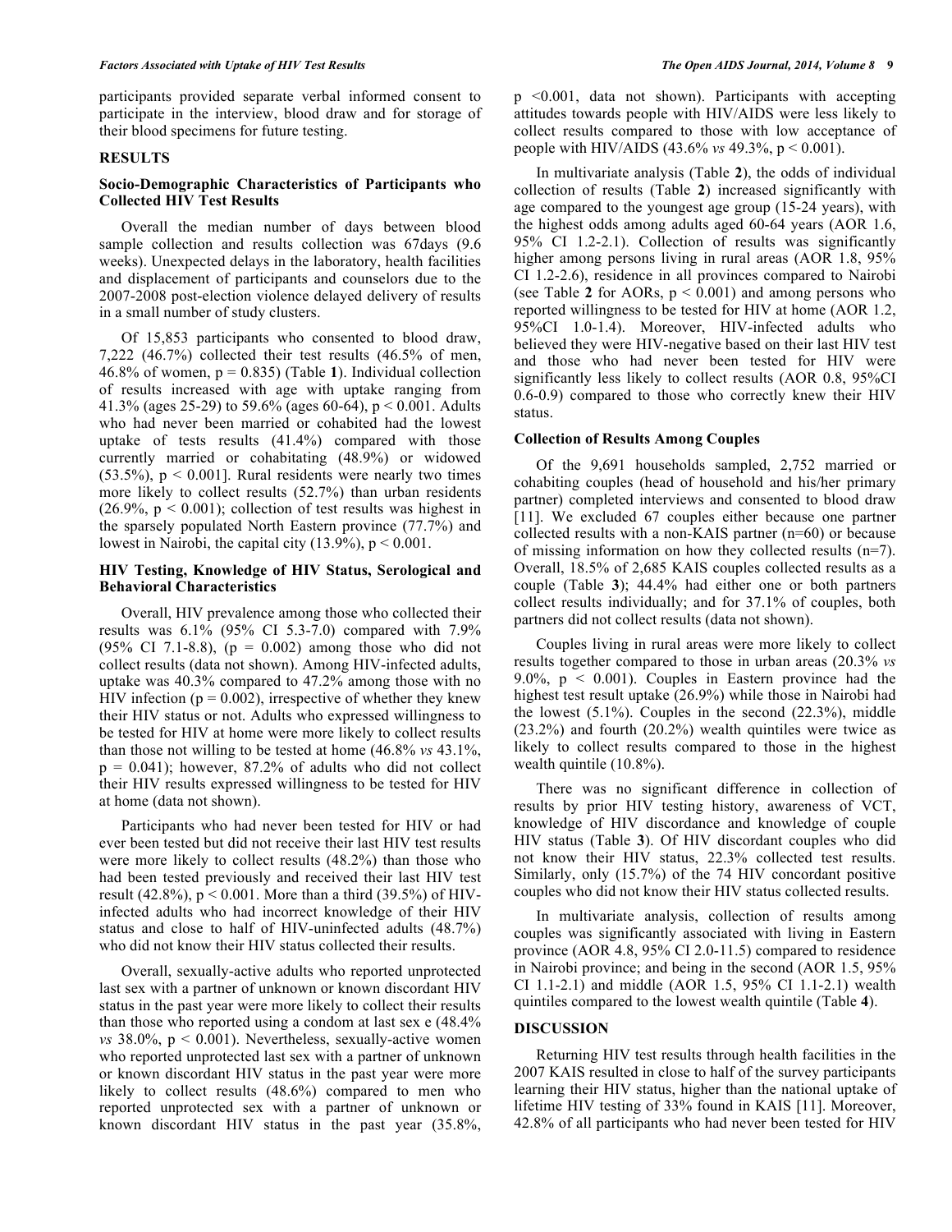participants provided separate verbal informed consent to participate in the interview, blood draw and for storage of their blood specimens for future testing.

## RESULTS

### Socio-Demographic Characteristics of Participants who Collected HIV Test Results

Overall the median number of days between blood sample collection and results collection was 67days (9.6 weeks). Unexpected delays in the laboratory, health facilities and displacement of participants and counselors due to the 2007-2008 post-election violence delayed delivery of results in a small number of study clusters.

Of 15,853 participants who consented to blood draw, 7,222 (46.7%) collected their test results (46.5% of men, 46.8% of women, $p = 0.835$) (Table **1**). Individual collection of results increased with age with uptake ranging from 41.3% (ages 25-29) to 59.6% (ages 60-64), $p < 0.001$. Adults who had never been married or cohabited had the lowest uptake of tests results (41.4%) compared with those currently married or cohabitating (48.9%) or widowed (53.5%), $p < 0.001$]. Rural residents were nearly two times more likely to collect results (52.7%) than urban residents (26.9%, $p < 0.001$); collection of test results was highest in the sparsely populated North Eastern province (77.7%) and lowest in Nairobi, the capital city (13.9%), $p < 0.001$.

### HIV Testing, Knowledge of HIV Status, Serological and Behavioral Characteristics

Overall, HIV prevalence among those who collected their results was 6.1% (95% CI 5.3-7.0) compared with 7.9% (95% CI 7.1-8.8), ($p = 0.002$) among those who did not collect results (data not shown). Among HIV-infected adults, uptake was 40.3% compared to 47.2% among those with no HIV infection ($p = 0.002$), irrespective of whether they knew their HIV status or not. Adults who expressed willingness to be tested for HIV at home were more likely to collect results than those not willing to be tested at home (46.8% *vs* 43.1%, $p = 0.041$); however, 87.2% of adults who did not collect their HIV results expressed willingness to be tested for HIV at home (data not shown).

Participants who had never been tested for HIV or had ever been tested but did not receive their last HIV test results were more likely to collect results (48.2%) than those who had been tested previously and received their last HIV test result (42.8%), $p < 0.001$. More than a third (39.5%) of HIV-infected adults who had incorrect knowledge of their HIV status and close to half of HIV-uninfected adults (48.7%) who did not know their HIV status collected their results.

Overall, sexually-active adults who reported unprotected last sex with a partner of unknown or known discordant HIV status in the past year were more likely to collect their results than those who reported using a condom at last sex e (48.4% *vs* 38.0%, $p < 0.001$). Nevertheless, sexually-active women who reported unprotected last sex with a partner of unknown or known discordant HIV status in the past year were more likely to collect results (48.6%) compared to men who reported unprotected sex with a partner of unknown or known discordant HIV status in the past year (35.8%, $p < 0.001$, data not shown). Participants with accepting attitudes towards people with HIV/AIDS were less likely to collect results compared to those with low acceptance of people with HIV/AIDS (43.6% *vs* 49.3%, $p < 0.001$).

In multivariate analysis (Table **2**), the odds of individual collection of results (Table **2**) increased significantly with age compared to the youngest age group (15-24 years), with the highest odds among adults aged 60-64 years (AOR 1.6, 95% CI 1.2-2.1). Collection of results was significantly higher among persons living in rural areas (AOR 1.8, 95% CI 1.2-2.6), residence in all provinces compared to Nairobi (see Table **2** for AORs, $p < 0.001$) and among persons who reported willingness to be tested for HIV at home (AOR 1.2, 95%CI 1.0-1.4). Moreover, HIV-infected adults who believed they were HIV-negative based on their last HIV test and those who had never been tested for HIV were significantly less likely to collect results (AOR 0.8, 95%CI 0.6-0.9) compared to those who correctly knew their HIV status.

### Collection of Results Among Couples

Of the 9,691 households sampled, 2,752 married or cohabiting couples (head of household and his/her primary partner) completed interviews and consented to blood draw [11]. We excluded 67 couples either because one partner collected results with a non-KAIS partner (n=60) or because of missing information on how they collected results (n=7). Overall, 18.5% of 2,685 KAIS couples collected results as a couple (Table **3**); 44.4% had either one or both partners collect results individually; and for 37.1% of couples, both partners did not collect results (data not shown).

Couples living in rural areas were more likely to collect results together compared to those in urban areas (20.3% *vs* 9.0%, $p < 0.001$). Couples in Eastern province had the highest test result uptake (26.9%) while those in Nairobi had the lowest (5.1%). Couples in the second (22.3%), middle (23.2%) and fourth (20.2%) wealth quintiles were twice as likely to collect results compared to those in the highest wealth quintile (10.8%).

There was no significant difference in collection of results by prior HIV testing history, awareness of VCT, knowledge of HIV discordance and knowledge of couple HIV status (Table **3**). Of HIV discordant couples who did not know their HIV status, 22.3% collected test results. Similarly, only (15.7%) of the 74 HIV concordant positive couples who did not know their HIV status collected results.

In multivariate analysis, collection of results among couples was significantly associated with living in Eastern province (AOR 4.8, 95% CI 2.0-11.5) compared to residence in Nairobi province; and being in the second (AOR 1.5, 95% CI 1.1-2.1) and middle (AOR 1.5, 95% CI 1.1-2.1) wealth quintiles compared to the lowest wealth quintile (Table **4**).

## DISCUSSION

Returning HIV test results through health facilities in the 2007 KAIS resulted in close to half of the survey participants learning their HIV status, higher than the national uptake of lifetime HIV testing of 33% found in KAIS [11]. Moreover, 42.8% of all participants who had never been tested for HIV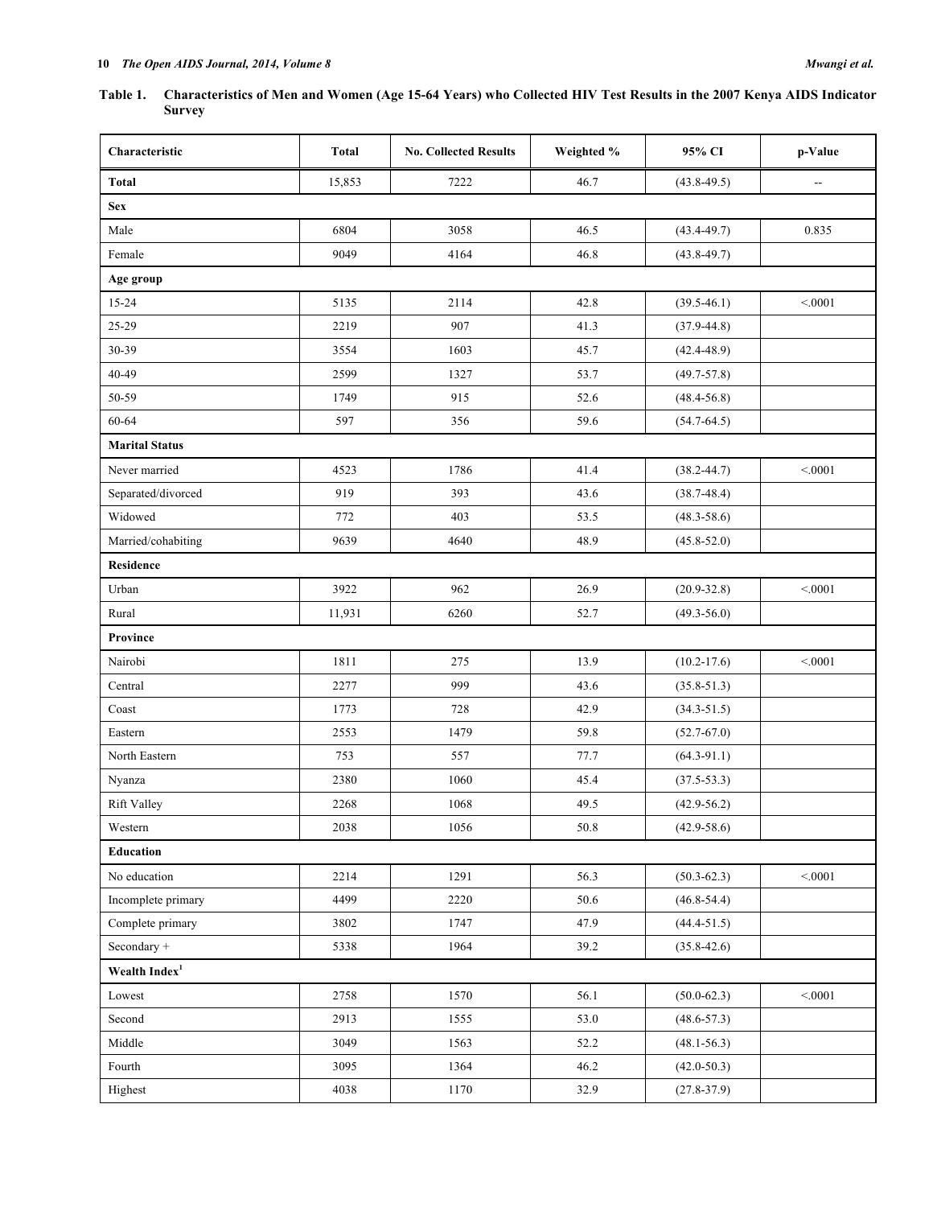**Table 1. Characteristics of Men and Women (Age 15-64 Years) who Collected HIV Test Results in the 2007 Kenya AIDS Indicator Survey**

| Characteristic | Total | No. Collected Results | Weighted % | 95% CI | p-Value |
|---|---|---|---|---|---|
| **Total** | 15,853 | 7222 | 46.7 | (43.8-49.5) | -- |
| **Sex** | | | | | |
| Male | 6804 | 3058 | 46.5 | (43.4-49.7) | 0.835 |
| Female | 9049 | 4164 | 46.8 | (43.8-49.7) | |
| **Age group** | | | | | |
| 15-24 | 5135 | 2114 | 42.8 | (39.5-46.1) | <.0001 |
| 25-29 | 2219 | 907 | 41.3 | (37.9-44.8) | |
| 30-39 | 3554 | 1603 | 45.7 | (42.4-48.9) | |
| 40-49 | 2599 | 1327 | 53.7 | (49.7-57.8) | |
| 50-59 | 1749 | 915 | 52.6 | (48.4-56.8) | |
| 60-64 | 597 | 356 | 59.6 | (54.7-64.5) | |
| **Marital Status** | | | | | |
| Never married | 4523 | 1786 | 41.4 | (38.2-44.7) | <.0001 |
| Separated/divorced | 919 | 393 | 43.6 | (38.7-48.4) | |
| Widowed | 772 | 403 | 53.5 | (48.3-58.6) | |
| Married/cohabiting | 9639 | 4640 | 48.9 | (45.8-52.0) | |
| **Residence** | | | | | |
| Urban | 3922 | 962 | 26.9 | (20.9-32.8) | <.0001 |
| Rural | 11,931 | 6260 | 52.7 | (49.3-56.0) | |
| **Province** | | | | | |
| Nairobi | 1811 | 275 | 13.9 | (10.2-17.6) | <.0001 |
| Central | 2277 | 999 | 43.6 | (35.8-51.3) | |
| Coast | 1773 | 728 | 42.9 | (34.3-51.5) | |
| Eastern | 2553 | 1479 | 59.8 | (52.7-67.0) | |
| North Eastern | 753 | 557 | 77.7 | (64.3-91.1) | |
| Nyanza | 2380 | 1060 | 45.4 | (37.5-53.3) | |
| Rift Valley | 2268 | 1068 | 49.5 | (42.9-56.2) | |
| Western | 2038 | 1056 | 50.8 | (42.9-58.6) | |
| **Education** | | | | | |
| No education | 2214 | 1291 | 56.3 | (50.3-62.3) | <.0001 |
| Incomplete primary | 4499 | 2220 | 50.6 | (46.8-54.4) | |
| Complete primary | 3802 | 1747 | 47.9 | (44.4-51.5) | |
| Secondary + | 5338 | 1964 | 39.2 | (35.8-42.6) | |
| **Wealth Index**[1] | | | | | |
| Lowest | 2758 | 1570 | 56.1 | (50.0-62.3) | <.0001 |
| Second | 2913 | 1555 | 53.0 | (48.6-57.3) | |
| Middle | 3049 | 1563 | 52.2 | (48.1-56.3) | |
| Fourth | 3095 | 1364 | 46.2 | (42.0-50.3) | |
| Highest | 4038 | 1170 | 32.9 | (27.8-37.9) | |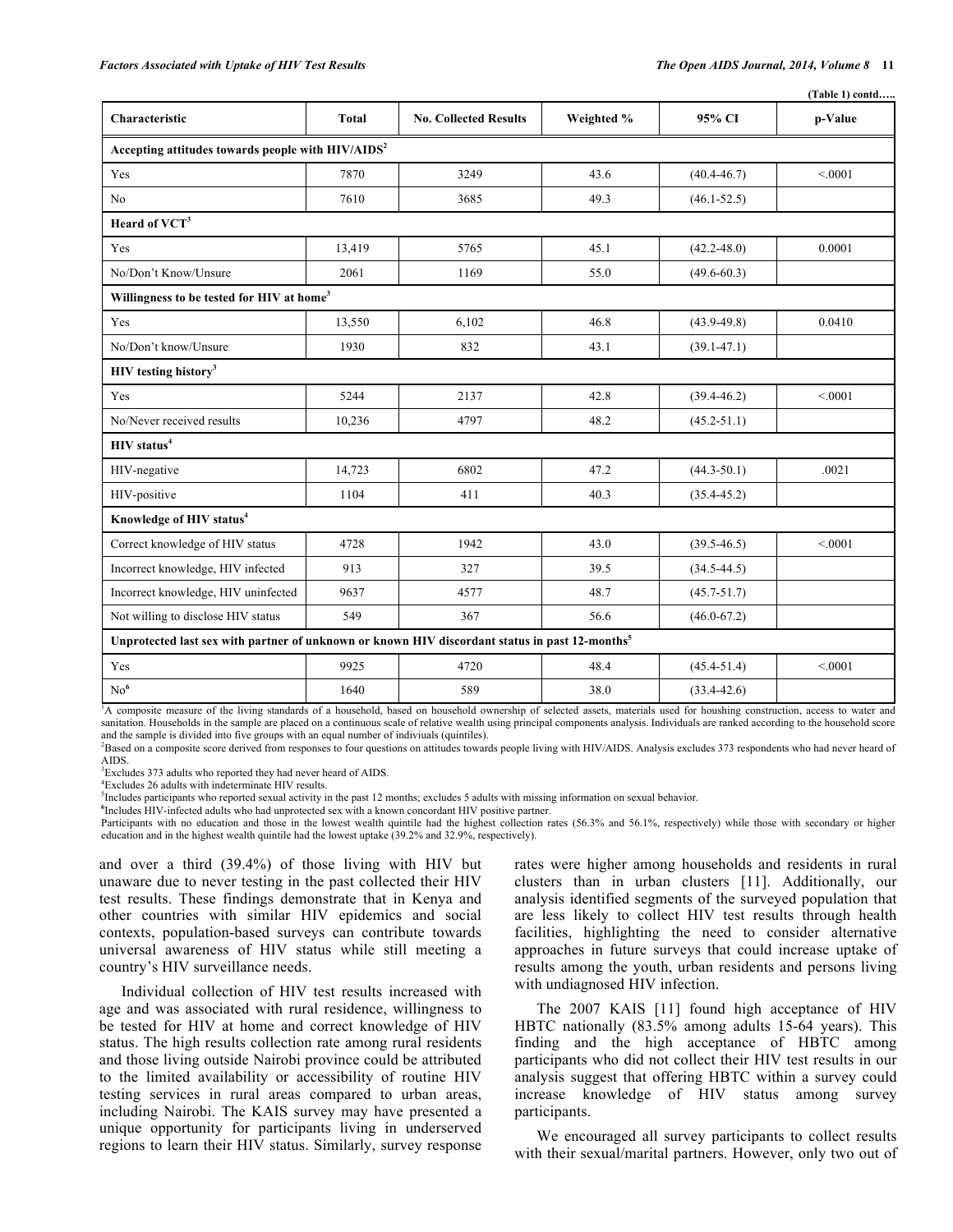(Table 1) contd…..

| Characteristic | Total | No. Collected Results | Weighted % | 95% CI | p-Value |
|---|---|---|---|---|---|
| **Accepting attitudes towards people with HIV/AIDS[2]** | | | | | |
| Yes | 7870 | 3249 | 43.6 | (40.4-46.7) | <.0001 |
| No | 7610 | 3685 | 49.3 | (46.1-52.5) | |
| **Heard of VCT[3]** | | | | | |
| Yes | 13,419 | 5765 | 45.1 | (42.2-48.0) | 0.0001 |
| No/Don't Know/Unsure | 2061 | 1169 | 55.0 | (49.6-60.3) | |
| **Willingness to be tested for HIV at home[3]** | | | | | |
| Yes | 13,550 | 6,102 | 46.8 | (43.9-49.8) | 0.0410 |
| No/Don't know/Unsure | 1930 | 832 | 43.1 | (39.1-47.1) | |
| **HIV testing history[3]** | | | | | |
| Yes | 5244 | 2137 | 42.8 | (39.4-46.2) | <.0001 |
| No/Never received results | 10,236 | 4797 | 48.2 | (45.2-51.1) | |
| **HIV status[4]** | | | | | |
| HIV-negative | 14,723 | 6802 | 47.2 | (44.3-50.1) | .0021 |
| HIV-positive | 1104 | 411 | 40.3 | (35.4-45.2) | |
| **Knowledge of HIV status[4]** | | | | | |
| Correct knowledge of HIV status | 4728 | 1942 | 43.0 | (39.5-46.5) | <.0001 |
| Incorrect knowledge, HIV infected | 913 | 327 | 39.5 | (34.5-44.5) | |
| Incorrect knowledge, HIV uninfected | 9637 | 4577 | 48.7 | (45.7-51.7) | |
| Not willing to disclose HIV status | 549 | 367 | 56.6 | (46.0-67.2) | |
| **Unprotected last sex with partner of unknown or known HIV discordant status in past 12-months[5]** | | | | | |
| Yes | 9925 | 4720 | 48.4 | (45.4-51.4) | <.0001 |
| No[6] | 1640 | 589 | 38.0 | (33.4-42.6) | |

[1]A composite measure of the living standards of a household, based on household ownership of selected assets, materials used for houshing construction, access to water and sanitation. Households in the sample are placed on a continuous scale of relative wealth using principal components analysis. Individuals are ranked according to the household score and the sample is divided into five groups with an equal number of indiviuals (quintiles).
[2]Based on a composite score derived from responses to four questions on attitudes towards people living with HIV/AIDS. Analysis excludes 373 respondents who had never heard of AIDS.
[3]Excludes 373 adults who reported they had never heard of AIDS.
[4]Excludes 26 adults with indeterminate HIV results.
[5]Includes participants who reported sexual activity in the past 12 months; excludes 5 adults with missing information on sexual behavior.
[6]Includes HIV-infected adults who had unprotected sex with a known concordant HIV positive partner.
Participants with no education and those in the lowest wealth quintile had the highest collection rates (56.3% and 56.1%, respectively) while those with secondary or higher education and in the highest wealth quintile had the lowest uptake (39.2% and 32.9%, respectively).

and over a third (39.4%) of those living with HIV but unaware due to never testing in the past collected their HIV test results. These findings demonstrate that in Kenya and other countries with similar HIV epidemics and social contexts, population-based surveys can contribute towards universal awareness of HIV status while still meeting a country's HIV surveillance needs.

Individual collection of HIV test results increased with age and was associated with rural residence, willingness to be tested for HIV at home and correct knowledge of HIV status. The high results collection rate among rural residents and those living outside Nairobi province could be attributed to the limited availability or accessibility of routine HIV testing services in rural areas compared to urban areas, including Nairobi. The KAIS survey may have presented a unique opportunity for participants living in underserved regions to learn their HIV status. Similarly, survey response rates were higher among households and residents in rural clusters than in urban clusters [11]. Additionally, our analysis identified segments of the surveyed population that are less likely to collect HIV test results through health facilities, highlighting the need to consider alternative approaches in future surveys that could increase uptake of results among the youth, urban residents and persons living with undiagnosed HIV infection.

The 2007 KAIS [11] found high acceptance of HIV HBTC nationally (83.5% among adults 15-64 years). This finding and the high acceptance of HBTC among participants who did not collect their HIV test results in our analysis suggest that offering HBTC within a survey could increase knowledge of HIV status among survey participants.

We encouraged all survey participants to collect results with their sexual/marital partners. However, only two out of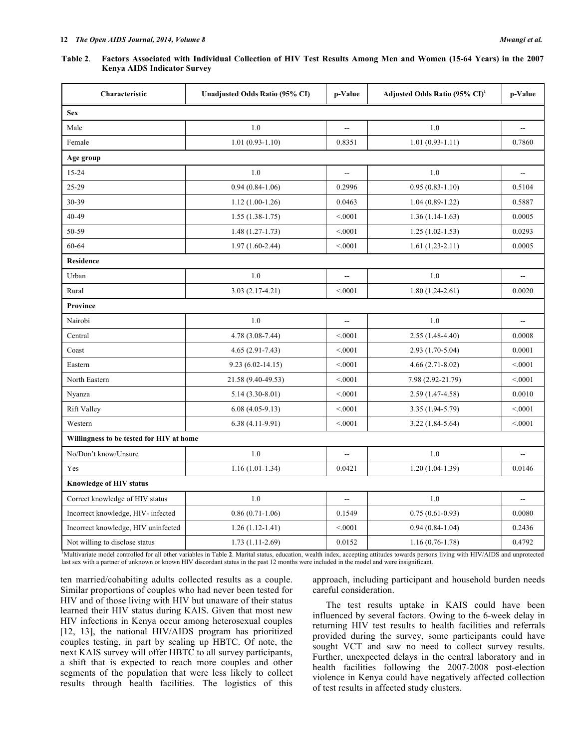**Table 2. Factors Associated with Individual Collection of HIV Test Results Among Men and Women (15-64 Years) in the 2007 Kenya AIDS Indicator Survey**

| Characteristic | Unadjusted Odds Ratio (95% CI) | p-Value | Adjusted Odds Ratio (95% CI)[1] | p-Value |
|---|---|---|---|---|
| **Sex** | | | | |
| Male | 1.0 | -- | 1.0 | -- |
| Female | 1.01 (0.93-1.10) | 0.8351 | 1.01 (0.93-1.11) | 0.7860 |
| **Age group** | | | | |
| 15-24 | 1.0 | -- | 1.0 | -- |
| 25-29 | 0.94 (0.84-1.06) | 0.2996 | 0.95 (0.83-1.10) | 0.5104 |
| 30-39 | 1.12 (1.00-1.26) | 0.0463 | 1.04 (0.89-1.22) | 0.5887 |
| 40-49 | 1.55 (1.38-1.75) | <.0001 | 1.36 (1.14-1.63) | 0.0005 |
| 50-59 | 1.48 (1.27-1.73) | <.0001 | 1.25 (1.02-1.53) | 0.0293 |
| 60-64 | 1.97 (1.60-2.44) | <.0001 | 1.61 (1.23-2.11) | 0.0005 |
| **Residence** | | | | |
| Urban | 1.0 | -- | 1.0 | -- |
| Rural | 3.03 (2.17-4.21) | <.0001 | 1.80 (1.24-2.61) | 0.0020 |
| **Province** | | | | |
| Nairobi | 1.0 | -- | 1.0 | -- |
| Central | 4.78 (3.08-7.44) | <.0001 | 2.55 (1.48-4.40) | 0.0008 |
| Coast | 4.65 (2.91-7.43) | <.0001 | 2.93 (1.70-5.04) | 0.0001 |
| Eastern | 9.23 (6.02-14.15) | <.0001 | 4.66 (2.71-8.02) | <.0001 |
| North Eastern | 21.58 (9.40-49.53) | <.0001 | 7.98 (2.92-21.79) | <.0001 |
| Nyanza | 5.14 (3.30-8.01) | <.0001 | 2.59 (1.47-4.58) | 0.0010 |
| Rift Valley | 6.08 (4.05-9.13) | <.0001 | 3.35 (1.94-5.79) | <.0001 |
| Western | 6.38 (4.11-9.91) | <.0001 | 3.22 (1.84-5.64) | <.0001 |
| **Willingness to be tested for HIV at home** | | | | |
| No/Don't know/Unsure | 1.0 | -- | 1.0 | -- |
| Yes | 1.16 (1.01-1.34) | 0.0421 | 1.20 (1.04-1.39) | 0.0146 |
| **Knowledge of HIV status** | | | | |
| Correct knowledge of HIV status | 1.0 | -- | 1.0 | -- |
| Incorrect knowledge, HIV- infected | 0.86 (0.71-1.06) | 0.1549 | 0.75 (0.61-0.93) | 0.0080 |
| Incorrect knowledge, HIV uninfected | 1.26 (1.12-1.41) | <.0001 | 0.94 (0.84-1.04) | 0.2436 |
| Not willing to disclose status | 1.73 (1.11-2.69) | 0.0152 | 1.16 (0.76-1.78) | 0.4792 |

[1]Multivariate model controlled for all other variables in Table **2**. Marital status, education, wealth index, accepting attitudes towards persons living with HIV/AIDS and unprotected last sex with a partner of unknown or known HIV discordant status in the past 12 months were included in the model and were insignificant.

ten married/cohabiting adults collected results as a couple. Similar proportions of couples who had never been tested for HIV and of those living with HIV but unaware of their status learned their HIV status during KAIS. Given that most new HIV infections in Kenya occur among heterosexual couples [12, 13], the national HIV/AIDS program has prioritized couples testing, in part by scaling up HBTC. Of note, the next KAIS survey will offer HBTC to all survey participants, a shift that is expected to reach more couples and other segments of the population that were less likely to collect results through health facilities. The logistics of this approach, including participant and household burden needs careful consideration.

The test results uptake in KAIS could have been influenced by several factors. Owing to the 6-week delay in returning HIV test results to health facilities and referrals provided during the survey, some participants could have sought VCT and saw no need to collect survey results. Further, unexpected delays in the central laboratory and in health facilities following the 2007-2008 post-election violence in Kenya could have negatively affected collection of test results in affected study clusters.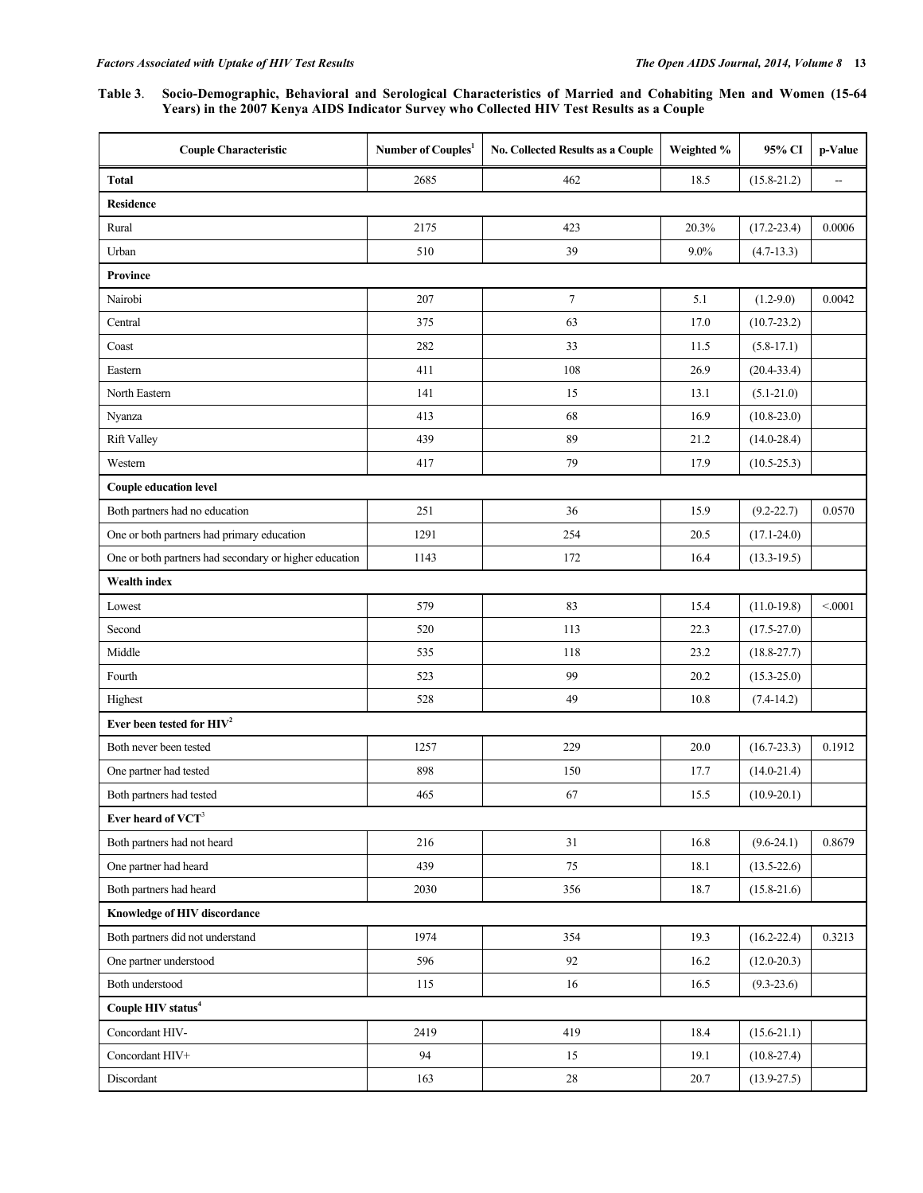**Table 3**. Socio-Demographic, Behavioral and Serological Characteristics of Married and Cohabiting Men and Women (15-64 Years) in the 2007 Kenya AIDS Indicator Survey who Collected HIV Test Results as a Couple

| Couple Characteristic | Number of Couples[1] | No. Collected Results as a Couple | Weighted % | 95% CI | p-Value |
|---|---|---|---|---|---|
| **Total** | 2685 | 462 | 18.5 | (15.8-21.2) | -- |
| **Residence** | | | | | |
| Rural | 2175 | 423 | 20.3% | (17.2-23.4) | 0.0006 |
| Urban | 510 | 39 | 9.0% | (4.7-13.3) | |
| **Province** | | | | | |
| Nairobi | 207 | 7 | 5.1 | (1.2-9.0) | 0.0042 |
| Central | 375 | 63 | 17.0 | (10.7-23.2) | |
| Coast | 282 | 33 | 11.5 | (5.8-17.1) | |
| Eastern | 411 | 108 | 26.9 | (20.4-33.4) | |
| North Eastern | 141 | 15 | 13.1 | (5.1-21.0) | |
| Nyanza | 413 | 68 | 16.9 | (10.8-23.0) | |
| Rift Valley | 439 | 89 | 21.2 | (14.0-28.4) | |
| Western | 417 | 79 | 17.9 | (10.5-25.3) | |
| **Couple education level** | | | | | |
| Both partners had no education | 251 | 36 | 15.9 | (9.2-22.7) | 0.0570 |
| One or both partners had primary education | 1291 | 254 | 20.5 | (17.1-24.0) | |
| One or both partners had secondary or higher education | 1143 | 172 | 16.4 | (13.3-19.5) | |
| **Wealth index** | | | | | |
| Lowest | 579 | 83 | 15.4 | (11.0-19.8) | <.0001 |
| Second | 520 | 113 | 22.3 | (17.5-27.0) | |
| Middle | 535 | 118 | 23.2 | (18.8-27.7) | |
| Fourth | 523 | 99 | 20.2 | (15.3-25.0) | |
| Highest | 528 | 49 | 10.8 | (7.4-14.2) | |
| **Ever been tested for HIV[2]** | | | | | |
| Both never been tested | 1257 | 229 | 20.0 | (16.7-23.3) | 0.1912 |
| One partner had tested | 898 | 150 | 17.7 | (14.0-21.4) | |
| Both partners had tested | 465 | 67 | 15.5 | (10.9-20.1) | |
| **Ever heard of VCT[3]** | | | | | |
| Both partners had not heard | 216 | 31 | 16.8 | (9.6-24.1) | 0.8679 |
| One partner had heard | 439 | 75 | 18.1 | (13.5-22.6) | |
| Both partners had heard | 2030 | 356 | 18.7 | (15.8-21.6) | |
| **Knowledge of HIV discordance** | | | | | |
| Both partners did not understand | 1974 | 354 | 19.3 | (16.2-22.4) | 0.3213 |
| One partner understood | 596 | 92 | 16.2 | (12.0-20.3) | |
| Both understood | 115 | 16 | 16.5 | (9.3-23.6) | |
| **Couple HIV status[4]** | | | | | |
| Concordant HIV- | 2419 | 419 | 18.4 | (15.6-21.1) | |
| Concordant HIV+ | 94 | 15 | 19.1 | (10.8-27.4) | |
| Discordant | 163 | 28 | 20.7 | (13.9-27.5) | |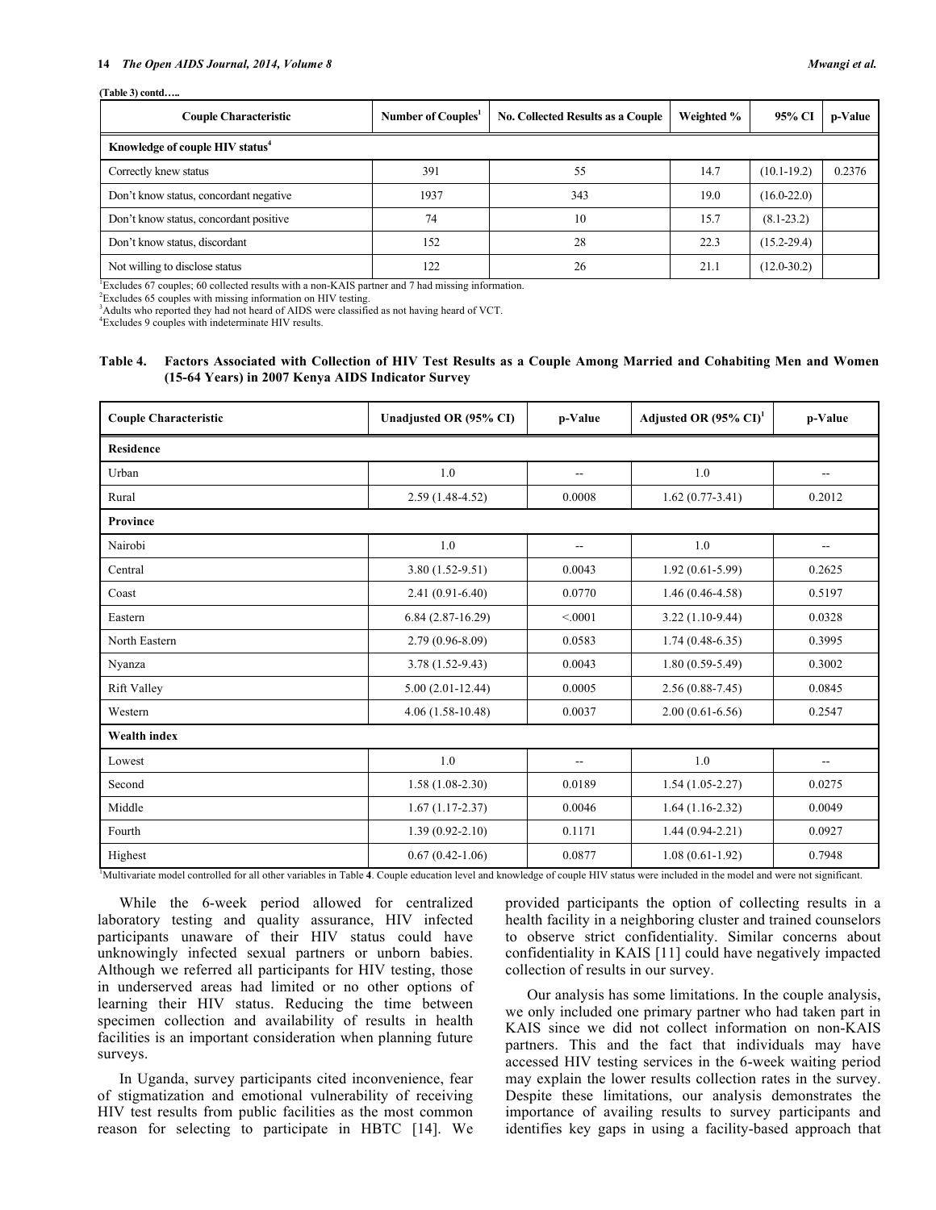**(Table 3) contd…..**

| Couple Characteristic | Number of Couples[1] | No. Collected Results as a Couple | Weighted % | 95% CI | p-Value |
|---|---|---|---|---|---|
| **Knowledge of couple HIV status[4]** | | | | | |
| Correctly knew status | 391 | 55 | 14.7 | (10.1-19.2) | 0.2376 |
| Don't know status, concordant negative | 1937 | 343 | 19.0 | (16.0-22.0) | |
| Don't know status, concordant positive | 74 | 10 | 15.7 | (8.1-23.2) | |
| Don't know status, discordant | 152 | 28 | 22.3 | (15.2-29.4) | |
| Not willing to disclose status | 122 | 26 | 21.1 | (12.0-30.2) | |

[1]Excludes 67 couples; 60 collected results with a non-KAIS partner and 7 had missing information.
[2]Excludes 65 couples with missing information on HIV testing.
[3]Adults who reported they had not heard of AIDS were classified as not having heard of VCT.
[4]Excludes 9 couples with indeterminate HIV results.

**Table 4. Factors Associated with Collection of HIV Test Results as a Couple Among Married and Cohabiting Men and Women (15-64 Years) in 2007 Kenya AIDS Indicator Survey**

| Couple Characteristic | Unadjusted OR (95% CI) | p-Value | Adjusted OR (95% CI)[1] | p-Value |
|---|---|---|---|---|
| **Residence** | | | | |
| Urban | 1.0 | -- | 1.0 | -- |
| Rural | 2.59 (1.48-4.52) | 0.0008 | 1.62 (0.77-3.41) | 0.2012 |
| **Province** | | | | |
| Nairobi | 1.0 | -- | 1.0 | -- |
| Central | 3.80 (1.52-9.51) | 0.0043 | 1.92 (0.61-5.99) | 0.2625 |
| Coast | 2.41 (0.91-6.40) | 0.0770 | 1.46 (0.46-4.58) | 0.5197 |
| Eastern | 6.84 (2.87-16.29) | <.0001 | 3.22 (1.10-9.44) | 0.0328 |
| North Eastern | 2.79 (0.96-8.09) | 0.0583 | 1.74 (0.48-6.35) | 0.3995 |
| Nyanza | 3.78 (1.52-9.43) | 0.0043 | 1.80 (0.59-5.49) | 0.3002 |
| Rift Valley | 5.00 (2.01-12.44) | 0.0005 | 2.56 (0.88-7.45) | 0.0845 |
| Western | 4.06 (1.58-10.48) | 0.0037 | 2.00 (0.61-6.56) | 0.2547 |
| **Wealth index** | | | | |
| Lowest | 1.0 | -- | 1.0 | -- |
| Second | 1.58 (1.08-2.30) | 0.0189 | 1.54 (1.05-2.27) | 0.0275 |
| Middle | 1.67 (1.17-2.37) | 0.0046 | 1.64 (1.16-2.32) | 0.0049 |
| Fourth | 1.39 (0.92-2.10) | 0.1171 | 1.44 (0.94-2.21) | 0.0927 |
| Highest | 0.67 (0.42-1.06) | 0.0877 | 1.08 (0.61-1.92) | 0.7948 |

[1]Multivariate model controlled for all other variables in Table **4**. Couple education level and knowledge of couple HIV status were included in the model and were not significant.

While the 6-week period allowed for centralized laboratory testing and quality assurance, HIV infected participants unaware of their HIV status could have unknowingly infected sexual partners or unborn babies. Although we referred all participants for HIV testing, those in underserved areas had limited or no other options of learning their HIV status. Reducing the time between specimen collection and availability of results in health facilities is an important consideration when planning future surveys.

In Uganda, survey participants cited inconvenience, fear of stigmatization and emotional vulnerability of receiving HIV test results from public facilities as the most common reason for selecting to participate in HBTC [14]. We provided participants the option of collecting results in a health facility in a neighboring cluster and trained counselors to observe strict confidentiality. Similar concerns about confidentiality in KAIS [11] could have negatively impacted collection of results in our survey.

Our analysis has some limitations. In the couple analysis, we only included one primary partner who had taken part in KAIS since we did not collect information on non-KAIS partners. This and the fact that individuals may have accessed HIV testing services in the 6-week waiting period may explain the lower results collection rates in the survey. Despite these limitations, our analysis demonstrates the importance of availing results to survey participants and identifies key gaps in using a facility-based approach that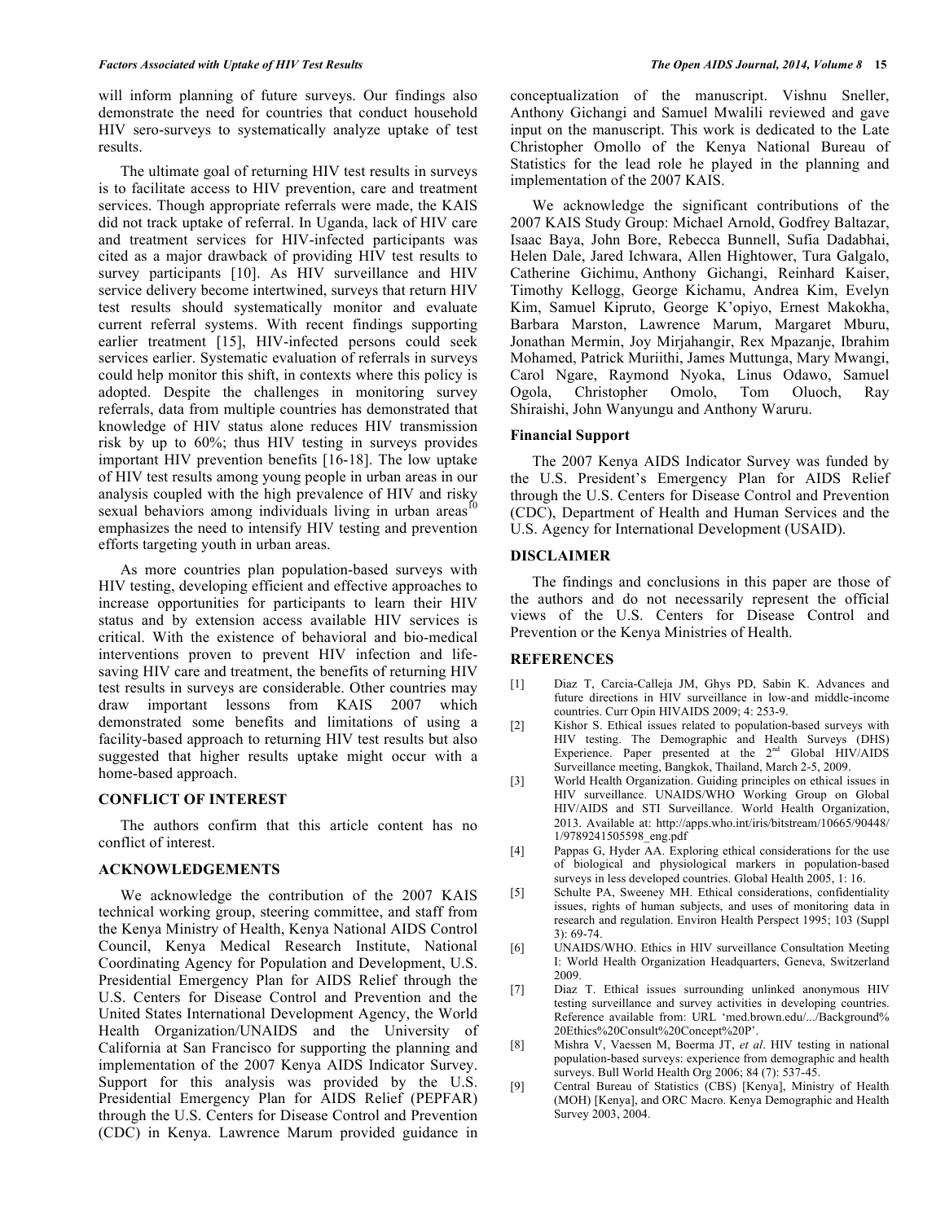will inform planning of future surveys. Our findings also demonstrate the need for countries that conduct household HIV sero-surveys to systematically analyze uptake of test results.

The ultimate goal of returning HIV test results in surveys is to facilitate access to HIV prevention, care and treatment services. Though appropriate referrals were made, the KAIS did not track uptake of referral. In Uganda, lack of HIV care and treatment services for HIV-infected participants was cited as a major drawback of providing HIV test results to survey participants [10]. As HIV surveillance and HIV service delivery become intertwined, surveys that return HIV test results should systematically monitor and evaluate current referral systems. With recent findings supporting earlier treatment [15], HIV-infected persons could seek services earlier. Systematic evaluation of referrals in surveys could help monitor this shift, in contexts where this policy is adopted. Despite the challenges in monitoring survey referrals, data from multiple countries has demonstrated that knowledge of HIV status alone reduces HIV transmission risk by up to 60%; thus HIV testing in surveys provides important HIV prevention benefits [16-18]. The low uptake of HIV test results among young people in urban areas in our analysis coupled with the high prevalence of HIV and risky sexual behaviors among individuals living in urban areas[10] emphasizes the need to intensify HIV testing and prevention efforts targeting youth in urban areas.

As more countries plan population-based surveys with HIV testing, developing efficient and effective approaches to increase opportunities for participants to learn their HIV status and by extension access available HIV services is critical. With the existence of behavioral and bio-medical interventions proven to prevent HIV infection and life-saving HIV care and treatment, the benefits of returning HIV test results in surveys are considerable. Other countries may draw important lessons from KAIS 2007 which demonstrated some benefits and limitations of using a facility-based approach to returning HIV test results but also suggested that higher results uptake might occur with a home-based approach.

## CONFLICT OF INTEREST

The authors confirm that this article content has no conflict of interest.

## ACKNOWLEDGEMENTS

We acknowledge the contribution of the 2007 KAIS technical working group, steering committee, and staff from the Kenya Ministry of Health, Kenya National AIDS Control Council, Kenya Medical Research Institute, National Coordinating Agency for Population and Development, U.S. Presidential Emergency Plan for AIDS Relief through the U.S. Centers for Disease Control and Prevention and the United States International Development Agency, the World Health Organization/UNAIDS and the University of California at San Francisco for supporting the planning and implementation of the 2007 Kenya AIDS Indicator Survey. Support for this analysis was provided by the U.S. Presidential Emergency Plan for AIDS Relief (PEPFAR) through the U.S. Centers for Disease Control and Prevention (CDC) in Kenya. Lawrence Marum provided guidance in conceptualization of the manuscript. Vishnu Sneller, Anthony Gichangi and Samuel Mwalili reviewed and gave input on the manuscript. This work is dedicated to the Late Christopher Omollo of the Kenya National Bureau of Statistics for the lead role he played in the planning and implementation of the 2007 KAIS.

We acknowledge the significant contributions of the 2007 KAIS Study Group: Michael Arnold, Godfrey Baltazar, Isaac Baya, John Bore, Rebecca Bunnell, Sufia Dadabhai, Helen Dale, Jared Ichwara, Allen Hightower, Tura Galgalo, Catherine Gichimu, Anthony Gichangi, Reinhard Kaiser, Timothy Kellogg, George Kichamu, Andrea Kim, Evelyn Kim, Samuel Kipruto, George K'opiyo, Ernest Makokha, Barbara Marston, Lawrence Marum, Margaret Mburu, Jonathan Mermin, Joy Mirjahangir, Rex Mpazanje, Ibrahim Mohamed, Patrick Muriithi, James Muttunga, Mary Mwangi, Carol Ngare, Raymond Nyoka, Linus Odawo, Samuel Ogola, Christopher Omolo, Tom Oluoch, Ray Shiraishi, John Wanyungu and Anthony Waruru.

### Financial Support

The 2007 Kenya AIDS Indicator Survey was funded by the U.S. President's Emergency Plan for AIDS Relief through the U.S. Centers for Disease Control and Prevention (CDC), Department of Health and Human Services and the U.S. Agency for International Development (USAID).

## DISCLAIMER

The findings and conclusions in this paper are those of the authors and do not necessarily represent the official views of the U.S. Centers for Disease Control and Prevention or the Kenya Ministries of Health.

## REFERENCES

[1] Diaz T, Carcia-Calleja JM, Ghys PD, Sabin K. Advances and future directions in HIV surveillance in low-and middle-income countries. Curr Opin HIVAIDS 2009; 4: 253-9.

[2] Kishor S. Ethical issues related to population-based surveys with HIV testing. The Demographic and Health Surveys (DHS) Experience. Paper presented at the 2nd Global HIV/AIDS Surveillance meeting, Bangkok, Thailand, March 2-5, 2009.

[3] World Health Organization. Guiding principles on ethical issues in HIV surveillance. UNAIDS/WHO Working Group on Global HIV/AIDS and STI Surveillance. World Health Organization, 2013. Available at: http://apps.who.int/iris/bitstream/10665/90448/1/9789241505598_eng.pdf

[4] Pappas G, Hyder AA. Exploring ethical considerations for the use of biological and physiological markers in population-based surveys in less developed countries. Global Health 2005, 1: 16.

[5] Schulte PA, Sweeney MH. Ethical considerations, confidentiality issues, rights of human subjects, and uses of monitoring data in research and regulation. Environ Health Perspect 1995; 103 (Suppl 3): 69-74.

[6] UNAIDS/WHO. Ethics in HIV surveillance Consultation Meeting I: World Health Organization Headquarters, Geneva, Switzerland 2009.

[7] Diaz T. Ethical issues surrounding unlinked anonymous HIV testing surveillance and survey activities in developing countries. Reference available from: URL 'med.brown.edu/.../Background%20Ethics%20Consult%20Concept%20P'.

[8] Mishra V, Vaessen M, Boerma JT, *et al*. HIV testing in national population-based surveys: experience from demographic and health surveys. Bull World Health Org 2006; 84 (7): 537-45.

[9] Central Bureau of Statistics (CBS) [Kenya], Ministry of Health (MOH) [Kenya], and ORC Macro. Kenya Demographic and Health Survey 2003, 2004.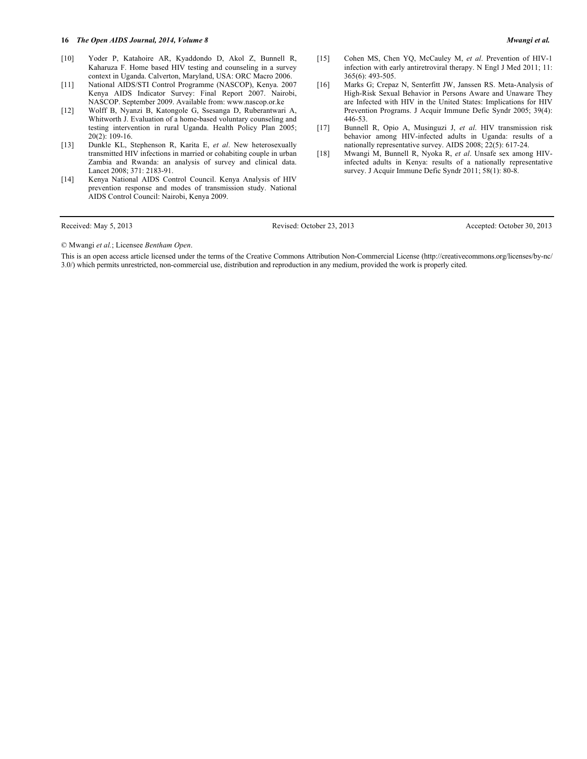[10] Yoder P, Katahoire AR, Kyaddondo D, Akol Z, Bunnell R, Kaharuza F. Home based HIV testing and counseling in a survey context in Uganda. Calverton, Maryland, USA: ORC Macro 2006.

[11] National AIDS/STI Control Programme (NASCOP), Kenya. 2007 Kenya AIDS Indicator Survey: Final Report 2007. Nairobi, NASCOP. September 2009. Available from: www.nascop.or.ke

[12] Wolff B, Nyanzi B, Katongole G, Ssesanga D, Ruberantwari A, Whitworth J. Evaluation of a home-based voluntary counseling and testing intervention in rural Uganda. Health Policy Plan 2005; 20(2): 109-16.

[13] Dunkle KL, Stephenson R, Karita E, *et al*. New heterosexually transmitted HIV infections in married or cohabiting couple in urban Zambia and Rwanda: an analysis of survey and clinical data. Lancet 2008; 371: 2183-91.

[14] Kenya National AIDS Control Council. Kenya Analysis of HIV prevention response and modes of transmission study. National AIDS Control Council: Nairobi, Kenya 2009.

[15] Cohen MS, Chen YQ, McCauley M, *et al*. Prevention of HIV-1 infection with early antiretroviral therapy. N Engl J Med 2011; 11: 365(6): 493-505.

[16] Marks G; Crepaz N, Senterfitt JW, Janssen RS. Meta-Analysis of High-Risk Sexual Behavior in Persons Aware and Unaware They are Infected with HIV in the United States: Implications for HIV Prevention Programs. J Acquir Immune Defic Syndr 2005; 39(4): 446-53.

[17] Bunnell R, Opio A, Musinguzi J, *et al*. HIV transmission risk behavior among HIV-infected adults in Uganda: results of a nationally representative survey. AIDS 2008; 22(5): 617-24.

[18] Mwangi M, Bunnell R, Nyoka R, *et al*. Unsafe sex among HIV-infected adults in Kenya: results of a nationally representative survey. J Acquir Immune Defic Syndr 2011; 58(1): 80-8.

Received: May 5, 2013 Revised: October 23, 2013 Accepted: October 30, 2013

© Mwangi *et al.*; Licensee *Bentham Open*.

This is an open access article licensed under the terms of the Creative Commons Attribution Non-Commercial License (http://creativecommons.org/licenses/by-nc/3.0/) which permits unrestricted, non-commercial use, distribution and reproduction in any medium, provided the work is properly cited.